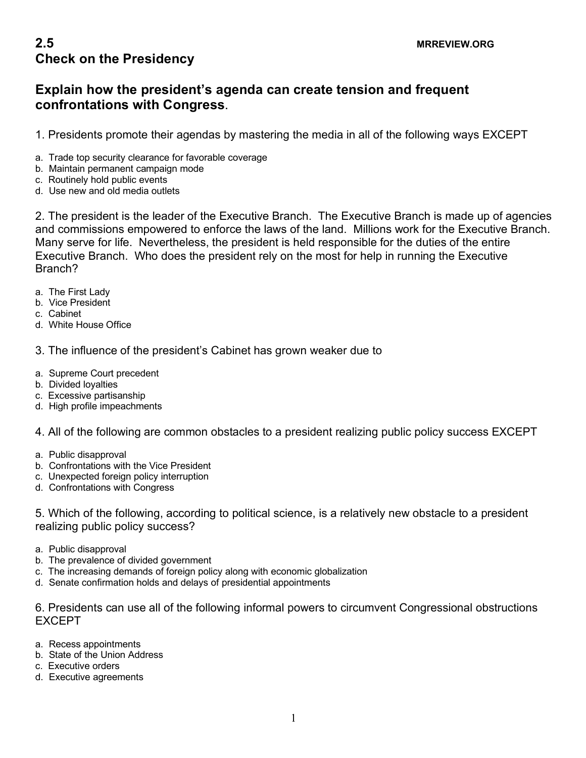## 2.5 Check on the Presidency

MRREVIEW.ORG

### Explain how the president's agenda can create tension and frequent confrontations with Congress.

1. Presidents promote their agendas by mastering the media in all of the following ways EXCEPT

a. Trade top security clearance for favorable coverage
b. Maintain permanent campaign mode
c. Routinely hold public events
d. Use new and old media outlets

2. The president is the leader of the Executive Branch. The Executive Branch is made up of agencies and commissions empowered to enforce the laws of the land. Millions work for the Executive Branch. Many serve for life. Nevertheless, the president is held responsible for the duties of the entire Executive Branch. Who does the president rely on the most for help in running the Executive Branch?

a. The First Lady
b. Vice President
c. Cabinet
d. White House Office

3. The influence of the president's Cabinet has grown weaker due to

a. Supreme Court precedent
b. Divided loyalties
c. Excessive partisanship
d. High profile impeachments

4. All of the following are common obstacles to a president realizing public policy success EXCEPT

a. Public disapproval
b. Confrontations with the Vice President
c. Unexpected foreign policy interruption
d. Confrontations with Congress

5. Which of the following, according to political science, is a relatively new obstacle to a president realizing public policy success?

a. Public disapproval
b. The prevalence of divided government
c. The increasing demands of foreign policy along with economic globalization
d. Senate confirmation holds and delays of presidential appointments

6. Presidents can use all of the following informal powers to circumvent Congressional obstructions EXCEPT

a. Recess appointments
b. State of the Union Address
c. Executive orders
d. Executive agreements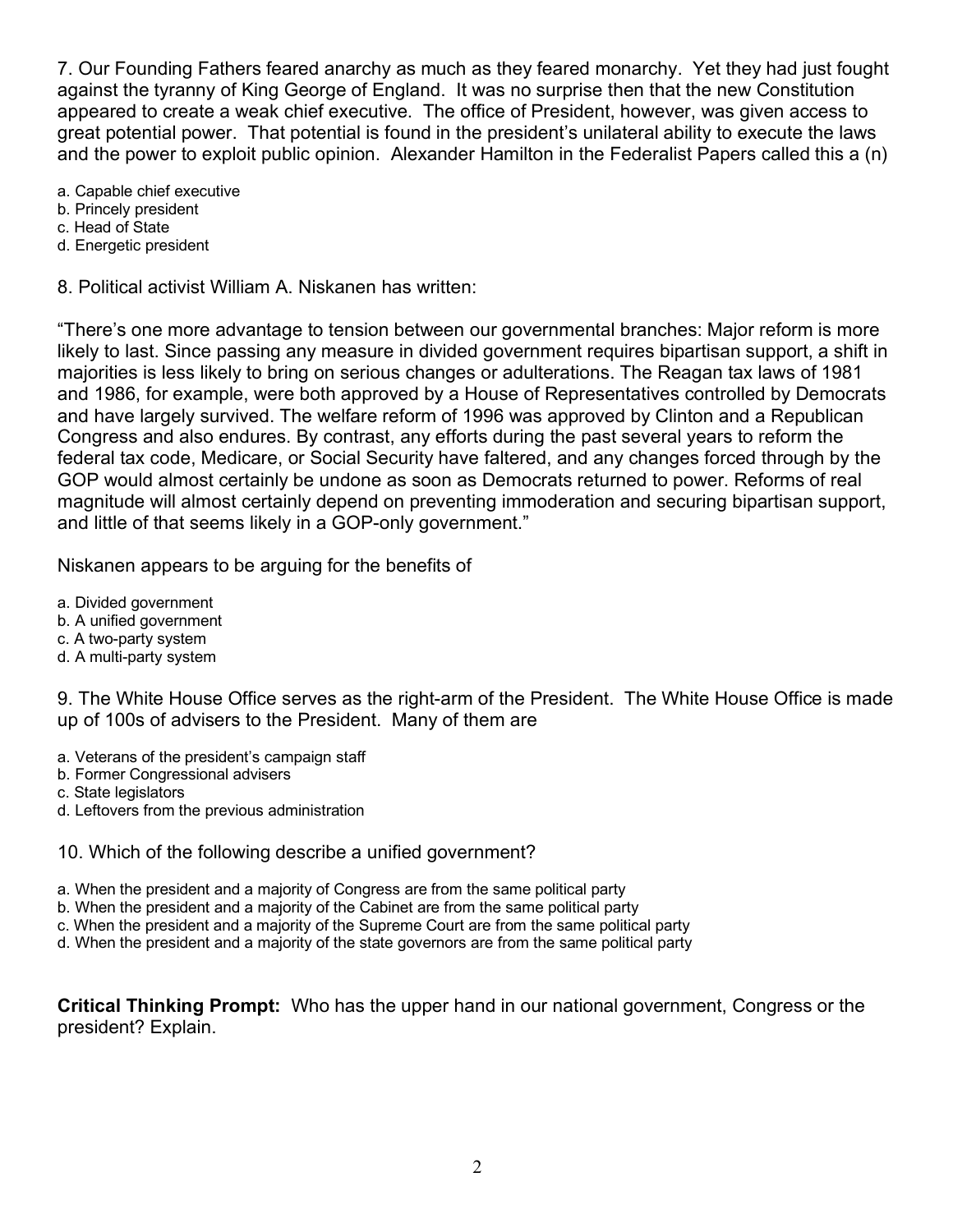7. Our Founding Fathers feared anarchy as much as they feared monarchy. Yet they had just fought against the tyranny of King George of England. It was no surprise then that the new Constitution appeared to create a weak chief executive. The office of President, however, was given access to great potential power. That potential is found in the president's unilateral ability to execute the laws and the power to exploit public opinion. Alexander Hamilton in the Federalist Papers called this a (n)

a. Capable chief executive
b. Princely president
c. Head of State
d. Energetic president

8. Political activist William A. Niskanen has written:

"There's one more advantage to tension between our governmental branches: Major reform is more likely to last. Since passing any measure in divided government requires bipartisan support, a shift in majorities is less likely to bring on serious changes or adulterations. The Reagan tax laws of 1981 and 1986, for example, were both approved by a House of Representatives controlled by Democrats and have largely survived. The welfare reform of 1996 was approved by Clinton and a Republican Congress and also endures. By contrast, any efforts during the past several years to reform the federal tax code, Medicare, or Social Security have faltered, and any changes forced through by the GOP would almost certainly be undone as soon as Democrats returned to power. Reforms of real magnitude will almost certainly depend on preventing immoderation and securing bipartisan support, and little of that seems likely in a GOP-only government."

Niskanen appears to be arguing for the benefits of

a. Divided government
b. A unified government
c. A two-party system
d. A multi-party system

9. The White House Office serves as the right-arm of the President. The White House Office is made up of 100s of advisers to the President. Many of them are

a. Veterans of the president's campaign staff
b. Former Congressional advisers
c. State legislators
d. Leftovers from the previous administration

10. Which of the following describe a unified government?

a. When the president and a majority of Congress are from the same political party
b. When the president and a majority of the Cabinet are from the same political party
c. When the president and a majority of the Supreme Court are from the same political party
d. When the president and a majority of the state governors are from the same political party

**Critical Thinking Prompt:** Who has the upper hand in our national government, Congress or the president? Explain.